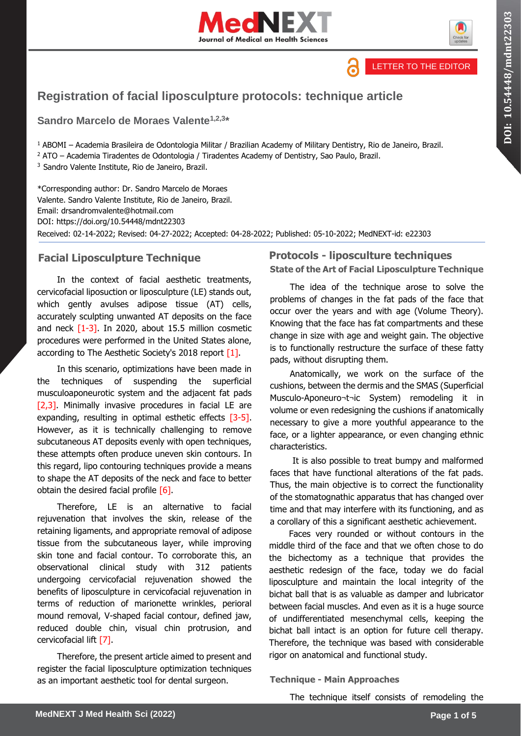LETTER TO THE EDITOR

# Registration of facial liposculpture protocols: technique article

**Sandro Marcelo de Moraes Valente[1,2,3]***

[1] ABOMI – Academia Brasileira de Odontologia Militar / Brazilian Academy of Military Dentistry, Rio de Janeiro, Brazil.
[2] ATO – Academia Tiradentes de Odontologia / Tiradentes Academy of Dentistry, Sao Paulo, Brazil.
[3] Sandro Valente Institute, Rio de Janeiro, Brazil.

*Corresponding author: Dr. Sandro Marcelo de Moraes Valente. Sandro Valente Institute, Rio de Janeiro, Brazil.
Email: drsandromvalente@hotmail.com
DOI: https://doi.org/10.54448/mdnt22303
Received: 02-14-2022; Revised: 04-27-2022; Accepted: 04-28-2022; Published: 05-10-2022; MedNEXT-id: e22303

## Facial Liposculpture Technique

In the context of facial aesthetic treatments, cervicofacial liposuction or liposculpture (LE) stands out, which gently avulses adipose tissue (AT) cells, accurately sculpting unwanted AT deposits on the face and neck [1-3]. In 2020, about 15.5 million cosmetic procedures were performed in the United States alone, according to The Aesthetic Society's 2018 report [1].

In this scenario, optimizations have been made in the techniques of suspending the superficial musculoaponeurotic system and the adjacent fat pads [2,3]. Minimally invasive procedures in facial LE are expanding, resulting in optimal esthetic effects [3-5]. However, as it is technically challenging to remove subcutaneous AT deposits evenly with open techniques, these attempts often produce uneven skin contours. In this regard, lipo contouring techniques provide a means to shape the AT deposits of the neck and face to better obtain the desired facial profile [6].

Therefore, LE is an alternative to facial rejuvenation that involves the skin, release of the retaining ligaments, and appropriate removal of adipose tissue from the subcutaneous layer, while improving skin tone and facial contour. To corroborate this, an observational clinical study with 312 patients undergoing cervicofacial rejuvenation showed the benefits of liposculpture in cervicofacial rejuvenation in terms of reduction of marionette wrinkles, perioral mound removal, V-shaped facial contour, defined jaw, reduced double chin, visual chin protrusion, and cervicofacial lift [7].

Therefore, the present article aimed to present and register the facial liposculpture optimization techniques as an important aesthetic tool for dental surgeon.

## Protocols - liposculture techniques

### State of the Art of Facial Liposculpture Technique

The idea of the technique arose to solve the problems of changes in the fat pads of the face that occur over the years and with age (Volume Theory). Knowing that the face has fat compartments and these change in size with age and weight gain. The objective is to functionally restructure the surface of these fatty pads, without disrupting them.

Anatomically, we work on the surface of the cushions, between the dermis and the SMAS (Superficial Musculo-Aponeuro¬t¬ic System) remodeling it in volume or even redesigning the cushions if anatomically necessary to give a more youthful appearance to the face, or a lighter appearance, or even changing ethnic characteristics.

It is also possible to treat bumpy and malformed faces that have functional alterations of the fat pads. Thus, the main objective is to correct the functionality of the stomatognathic apparatus that has changed over time and that may interfere with its functioning, and as a corollary of this a significant aesthetic achievement.

Faces very rounded or without contours in the middle third of the face and that we often chose to do the bichectomy as a technique that provides the aesthetic redesign of the face, today we do facial liposculpture and maintain the local integrity of the bichat ball that is as valuable as damper and lubricator between facial muscles. And even as it is a huge source of undifferentiated mesenchymal cells, keeping the bichat ball intact is an option for future cell therapy. Therefore, the technique was based with considerable rigor on anatomical and functional study.

### Technique - Main Approaches

The technique itself consists of remodeling the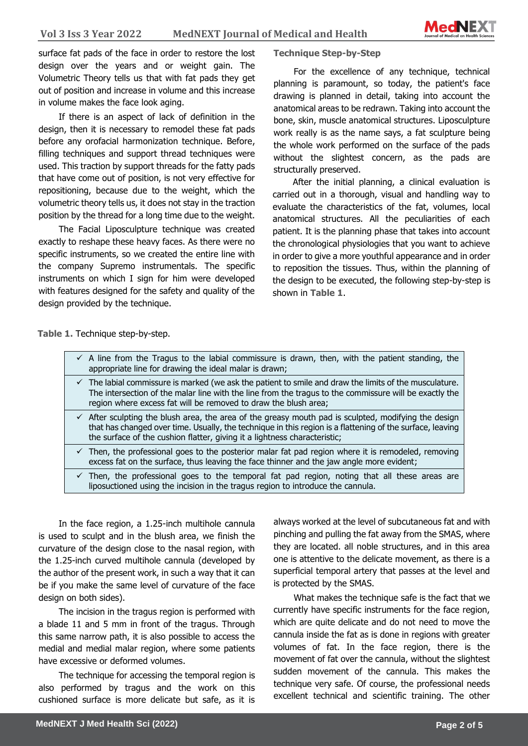surface fat pads of the face in order to restore the lost design over the years and or weight gain. The Volumetric Theory tells us that with fat pads they get out of position and increase in volume and this increase in volume makes the face look aging.

If there is an aspect of lack of definition in the design, then it is necessary to remodel these fat pads before any orofacial harmonization technique. Before, filling techniques and support thread techniques were used. This traction by support threads for the fatty pads that have come out of position, is not very effective for repositioning, because due to the weight, which the volumetric theory tells us, it does not stay in the traction position by the thread for a long time due to the weight.

The Facial Liposculpture technique was created exactly to reshape these heavy faces. As there were no specific instruments, so we created the entire line with the company Supremo instrumentals. The specific instruments on which I sign for him were developed with features designed for the safety and quality of the design provided by the technique.

### Technique Step-by-Step

For the excellence of any technique, technical planning is paramount, so today, the patient's face drawing is planned in detail, taking into account the anatomical areas to be redrawn. Taking into account the bone, skin, muscle anatomical structures. Liposculpture work really is as the name says, a fat sculpture being the whole work performed on the surface of the pads without the slightest concern, as the pads are structurally preserved.

After the initial planning, a clinical evaluation is carried out in a thorough, visual and handling way to evaluate the characteristics of the fat, volumes, local anatomical structures. All the peculiarities of each patient. It is the planning phase that takes into account the chronological physiologies that you want to achieve in order to give a more youthful appearance and in order to reposition the tissues. Thus, within the planning of the design to be executed, the following step-by-step is shown in **Table 1**.

**Table 1.** Technique step-by-step.

| |
|---|
| ✓ A line from the Tragus to the labial commissure is drawn, then, with the patient standing, the appropriate line for drawing the ideal malar is drawn; |
| ✓ The labial commissure is marked (we ask the patient to smile and draw the limits of the musculature. The intersection of the malar line with the line from the tragus to the commissure will be exactly the region where excess fat will be removed to draw the blush area; |
| ✓ After sculpting the blush area, the area of the greasy mouth pad is sculpted, modifying the design that has changed over time. Usually, the technique in this region is a flattening of the surface, leaving the surface of the cushion flatter, giving it a lightness characteristic; |
| ✓ Then, the professional goes to the posterior malar fat pad region where it is remodeled, removing excess fat on the surface, thus leaving the face thinner and the jaw angle more evident; |
| ✓ Then, the professional goes to the temporal fat pad region, noting that all these areas are liposuctioned using the incision in the tragus region to introduce the cannula. |

In the face region, a 1.25-inch multihole cannula is used to sculpt and in the blush area, we finish the curvature of the design close to the nasal region, with the 1.25-inch curved multihole cannula (developed by the author of the present work, in such a way that it can be if you make the same level of curvature of the face design on both sides).

The incision in the tragus region is performed with a blade 11 and 5 mm in front of the tragus. Through this same narrow path, it is also possible to access the medial and medial malar region, where some patients have excessive or deformed volumes.

The technique for accessing the temporal region is also performed by tragus and the work on this cushioned surface is more delicate but safe, as it is always worked at the level of subcutaneous fat and with pinching and pulling the fat away from the SMAS, where they are located. all noble structures, and in this area one is attentive to the delicate movement, as there is a superficial temporal artery that passes at the level and is protected by the SMAS.

What makes the technique safe is the fact that we currently have specific instruments for the face region, which are quite delicate and do not need to move the cannula inside the fat as is done in regions with greater volumes of fat. In the face region, there is the movement of fat over the cannula, without the slightest sudden movement of the cannula. This makes the technique very safe. Of course, the professional needs excellent technical and scientific training. The other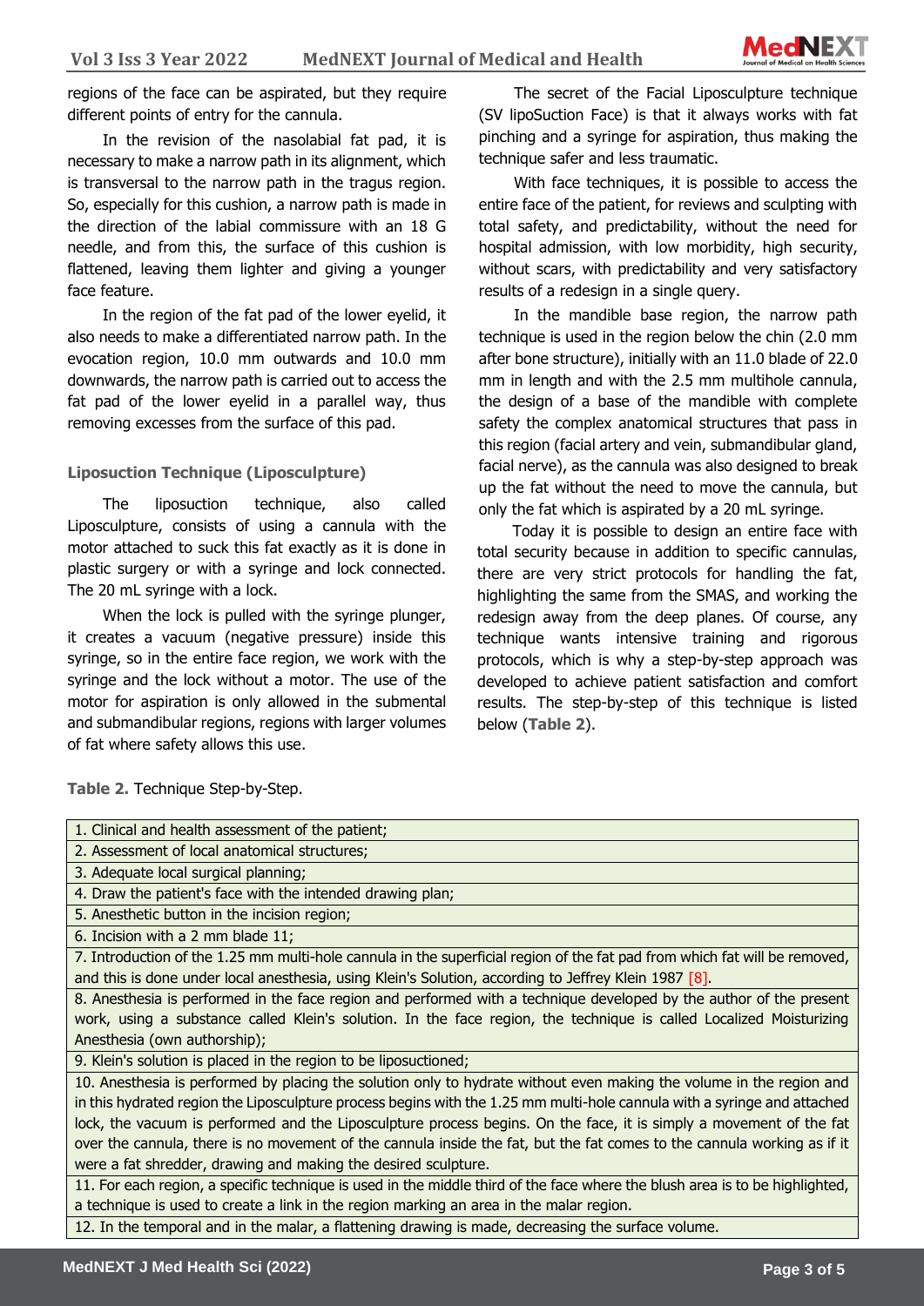regions of the face can be aspirated, but they require different points of entry for the cannula.

In the revision of the nasolabial fat pad, it is necessary to make a narrow path in its alignment, which is transversal to the narrow path in the tragus region. So, especially for this cushion, a narrow path is made in the direction of the labial commissure with an 18 G needle, and from this, the surface of this cushion is flattened, leaving them lighter and giving a younger face feature.

In the region of the fat pad of the lower eyelid, it also needs to make a differentiated narrow path. In the evocation region, 10.0 mm outwards and 10.0 mm downwards, the narrow path is carried out to access the fat pad of the lower eyelid in a parallel way, thus removing excesses from the surface of this pad.

### Liposuction Technique (Liposculpture)

The liposuction technique, also called Liposculpture, consists of using a cannula with the motor attached to suck this fat exactly as it is done in plastic surgery or with a syringe and lock connected. The 20 mL syringe with a lock.

When the lock is pulled with the syringe plunger, it creates a vacuum (negative pressure) inside this syringe, so in the entire face region, we work with the syringe and the lock without a motor. The use of the motor for aspiration is only allowed in the submental and submandibular regions, regions with larger volumes of fat where safety allows this use.

The secret of the Facial Liposculpture technique (SV lipoSuction Face) is that it always works with fat pinching and a syringe for aspiration, thus making the technique safer and less traumatic.

With face techniques, it is possible to access the entire face of the patient, for reviews and sculpting with total safety, and predictability, without the need for hospital admission, with low morbidity, high security, without scars, with predictability and very satisfactory results of a redesign in a single query.

In the mandible base region, the narrow path technique is used in the region below the chin (2.0 mm after bone structure), initially with an 11.0 blade of 22.0 mm in length and with the 2.5 mm multihole cannula, the design of a base of the mandible with complete safety the complex anatomical structures that pass in this region (facial artery and vein, submandibular gland, facial nerve), as the cannula was also designed to break up the fat without the need to move the cannula, but only the fat which is aspirated by a 20 mL syringe.

Today it is possible to design an entire face with total security because in addition to specific cannulas, there are very strict protocols for handling the fat, highlighting the same from the SMAS, and working the redesign away from the deep planes. Of course, any technique wants intensive training and rigorous protocols, which is why a step-by-step approach was developed to achieve patient satisfaction and comfort results. The step-by-step of this technique is listed below (**Table 2**).

**Table 2.** Technique Step-by-Step.

| |
|---|
| 1. Clinical and health assessment of the patient; |
| 2. Assessment of local anatomical structures; |
| 3. Adequate local surgical planning; |
| 4. Draw the patient's face with the intended drawing plan; |
| 5. Anesthetic button in the incision region; |
| 6. Incision with a 2 mm blade 11; |
| 7. Introduction of the 1.25 mm multi-hole cannula in the superficial region of the fat pad from which fat will be removed, and this is done under local anesthesia, using Klein's Solution, according to Jeffrey Klein 1987 [8]. |
| 8. Anesthesia is performed in the face region and performed with a technique developed by the author of the present work, using a substance called Klein's solution. In the face region, the technique is called Localized Moisturizing Anesthesia (own authorship); |
| 9. Klein's solution is placed in the region to be liposuctioned; |
| 10. Anesthesia is performed by placing the solution only to hydrate without even making the volume in the region and in this hydrated region the Liposculpture process begins with the 1.25 mm multi-hole cannula with a syringe and attached lock, the vacuum is performed and the Liposculpture process begins. On the face, it is simply a movement of the fat over the cannula, there is no movement of the cannula inside the fat, but the fat comes to the cannula working as if it were a fat shredder, drawing and making the desired sculpture. |
| 11. For each region, a specific technique is used in the middle third of the face where the blush area is to be highlighted, a technique is used to create a link in the region marking an area in the malar region. |
| 12. In the temporal and in the malar, a flattening drawing is made, decreasing the surface volume. |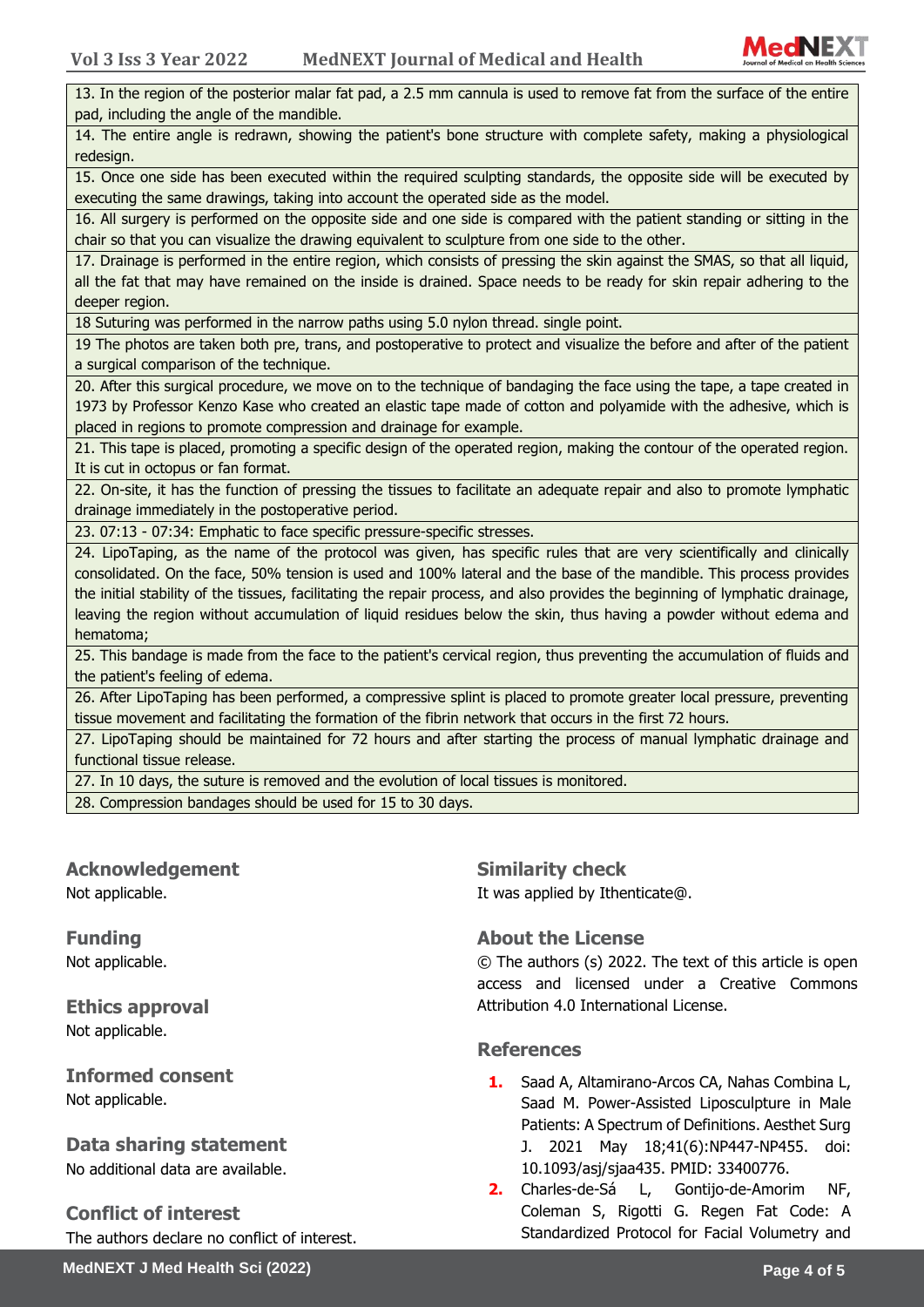| |
|---|
| 13. In the region of the posterior malar fat pad, a 2.5 mm cannula is used to remove fat from the surface of the entire pad, including the angle of the mandible. |
| 14. The entire angle is redrawn, showing the patient's bone structure with complete safety, making a physiological redesign. |
| 15. Once one side has been executed within the required sculpting standards, the opposite side will be executed by executing the same drawings, taking into account the operated side as the model. |
| 16. All surgery is performed on the opposite side and one side is compared with the patient standing or sitting in the chair so that you can visualize the drawing equivalent to sculpture from one side to the other. |
| 17. Drainage is performed in the entire region, which consists of pressing the skin against the SMAS, so that all liquid, all the fat that may have remained on the inside is drained. Space needs to be ready for skin repair adhering to the deeper region. |
| 18 Suturing was performed in the narrow paths using 5.0 nylon thread. single point. |
| 19 The photos are taken both pre, trans, and postoperative to protect and visualize the before and after of the patient a surgical comparison of the technique. |
| 20. After this surgical procedure, we move on to the technique of bandaging the face using the tape, a tape created in 1973 by Professor Kenzo Kase who created an elastic tape made of cotton and polyamide with the adhesive, which is placed in regions to promote compression and drainage for example. |
| 21. This tape is placed, promoting a specific design of the operated region, making the contour of the operated region. It is cut in octopus or fan format. |
| 22. On-site, it has the function of pressing the tissues to facilitate an adequate repair and also to promote lymphatic drainage immediately in the postoperative period. |
| 23. 07:13 - 07:34: Emphatic to face specific pressure-specific stresses. |
| 24. LipoTaping, as the name of the protocol was given, has specific rules that are very scientifically and clinically consolidated. On the face, 50% tension is used and 100% lateral and the base of the mandible. This process provides the initial stability of the tissues, facilitating the repair process, and also provides the beginning of lymphatic drainage, leaving the region without accumulation of liquid residues below the skin, thus having a powder without edema and hematoma; |
| 25. This bandage is made from the face to the patient's cervical region, thus preventing the accumulation of fluids and the patient's feeling of edema. |
| 26. After LipoTaping has been performed, a compressive splint is placed to promote greater local pressure, preventing tissue movement and facilitating the formation of the fibrin network that occurs in the first 72 hours. |
| 27. LipoTaping should be maintained for 72 hours and after starting the process of manual lymphatic drainage and functional tissue release. |
| 27. In 10 days, the suture is removed and the evolution of local tissues is monitored. |
| 28. Compression bandages should be used for 15 to 30 days. |

## Acknowledgement

Not applicable.

## Funding

Not applicable.

## Ethics approval

Not applicable.

## Informed consent

Not applicable.

## Data sharing statement

No additional data are available.

## Conflict of interest

The authors declare no conflict of interest.

## Similarity check

It was applied by Ithenticate@.

## About the License

© The authors (s) 2022. The text of this article is open access and licensed under a Creative Commons Attribution 4.0 International License.

## References

1. Saad A, Altamirano-Arcos CA, Nahas Combina L, Saad M. Power-Assisted Liposculpture in Male Patients: A Spectrum of Definitions. Aesthet Surg J. 2021 May 18;41(6):NP447-NP455. doi: 10.1093/asj/sjaa435. PMID: 33400776.
2. Charles-de-Sá L, Gontijo-de-Amorim NF, Coleman S, Rigotti G. Regen Fat Code: A Standardized Protocol for Facial Volumetry and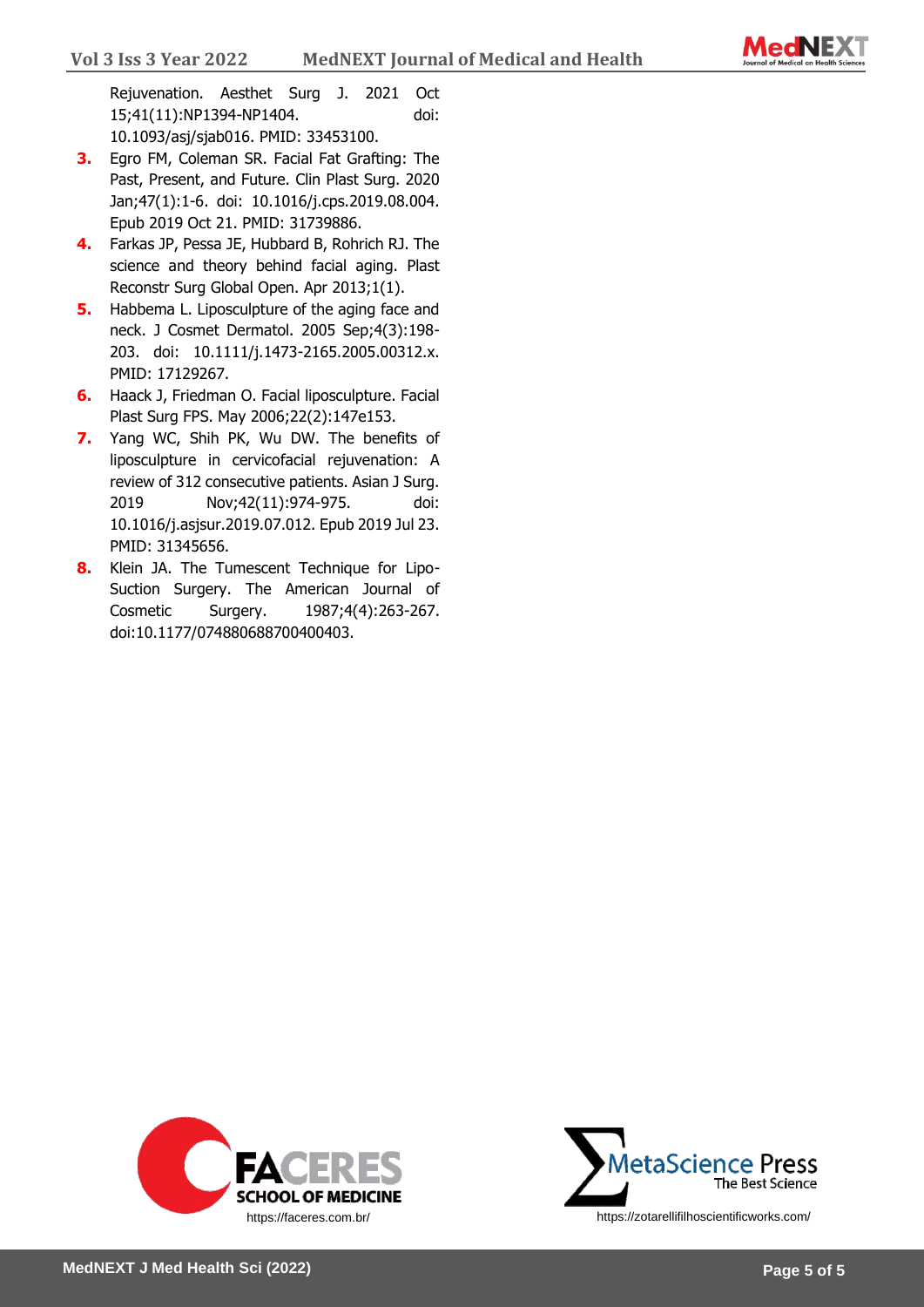Rejuvenation. Aesthet Surg J. 2021 Oct 15;41(11):NP1394-NP1404. doi: 10.1093/asj/sjab016. PMID: 33453100.

3. Egro FM, Coleman SR. Facial Fat Grafting: The Past, Present, and Future. Clin Plast Surg. 2020 Jan;47(1):1-6. doi: 10.1016/j.cps.2019.08.004. Epub 2019 Oct 21. PMID: 31739886.
4. Farkas JP, Pessa JE, Hubbard B, Rohrich RJ. The science and theory behind facial aging. Plast Reconstr Surg Global Open. Apr 2013;1(1).
5. Habbema L. Liposculpture of the aging face and neck. J Cosmet Dermatol. 2005 Sep;4(3):198-203. doi: 10.1111/j.1473-2165.2005.00312.x. PMID: 17129267.
6. Haack J, Friedman O. Facial liposculpture. Facial Plast Surg FPS. May 2006;22(2):147e153.
7. Yang WC, Shih PK, Wu DW. The benefits of liposculpture in cervicofacial rejuvenation: A review of 312 consecutive patients. Asian J Surg. 2019 Nov;42(11):974-975. doi: 10.1016/j.asjsur.2019.07.012. Epub 2019 Jul 23. PMID: 31345656.
8. Klein JA. The Tumescent Technique for Lipo-Suction Surgery. The American Journal of Cosmetic Surgery. 1987;4(4):263-267. doi:10.1177/074880688700400403.

FACERES SCHOOL OF MEDICINE
https://faceres.com.br/

MetaScience Press
The Best Science
https://zotarellifilhoscientificworks.com/